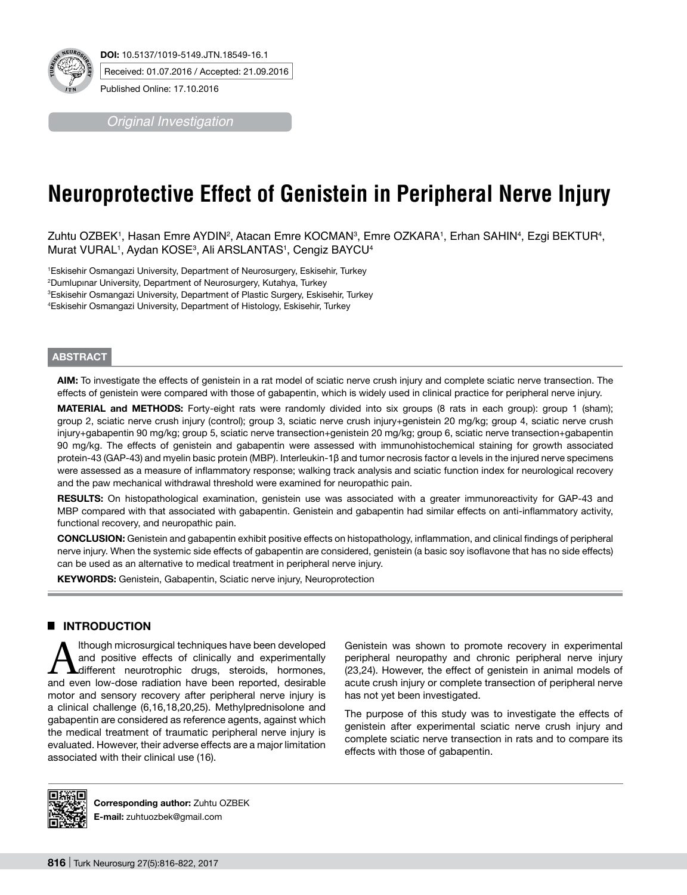**DOI:** 10.5137/1019-5149.JTN.18549-16.1

Received: 01.07.2016 / Accepted: 21.09.2016

Published Online: 17.10.2016

*Original Investigation*

# Neuroprotective Effect of Genistein in Peripheral Nerve Injury

Zuhtu OZBEK[1], Hasan Emre AYDIN[2], Atacan Emre KOCMAN[3], Emre OZKARA[1], Erhan SAHIN[4], Ezgi BEKTUR[4], Murat VURAL[1], Aydan KOSE[3], Ali ARSLANTAS[1], Cengiz BAYCU[4]

[1]Eskisehir Osmangazi University, Department of Neurosurgery, Eskisehir, Turkey
[2]Dumlupınar University, Department of Neurosurgery, Kutahya, Turkey
[3]Eskisehir Osmangazi University, Department of Plastic Surgery, Eskisehir, Turkey
[4]Eskisehir Osmangazi University, Department of Histology, Eskisehir, Turkey

## ABSTRACT

**AIM:** To investigate the effects of genistein in a rat model of sciatic nerve crush injury and complete sciatic nerve transection. The effects of genistein were compared with those of gabapentin, which is widely used in clinical practice for peripheral nerve injury.

**MATERIAL and METHODS:** Forty-eight rats were randomly divided into six groups (8 rats in each group): group 1 (sham); group 2, sciatic nerve crush injury (control); group 3, sciatic nerve crush injury+genistein 20 mg/kg; group 4, sciatic nerve crush injury+gabapentin 90 mg/kg; group 5, sciatic nerve transection+genistein 20 mg/kg; group 6, sciatic nerve transection+gabapentin 90 mg/kg. The effects of genistein and gabapentin were assessed with immunohistochemical staining for growth associated protein-43 (GAP-43) and myelin basic protein (MBP). Interleukin-1β and tumor necrosis factor α levels in the injured nerve specimens were assessed as a measure of inflammatory response; walking track analysis and sciatic function index for neurological recovery and the paw mechanical withdrawal threshold were examined for neuropathic pain.

**RESULTS:** On histopathological examination, genistein use was associated with a greater immunoreactivity for GAP-43 and MBP compared with that associated with gabapentin. Genistein and gabapentin had similar effects on anti-inflammatory activity, functional recovery, and neuropathic pain.

**CONCLUSION:** Genistein and gabapentin exhibit positive effects on histopathology, inflammation, and clinical findings of peripheral nerve injury. When the systemic side effects of gabapentin are considered, genistein (a basic soy isoflavone that has no side effects) can be used as an alternative to medical treatment in peripheral nerve injury.

**KEYWORDS:** Genistein, Gabapentin, Sciatic nerve injury, Neuroprotection

## INTRODUCTION

Although microsurgical techniques have been developed and positive effects of clinically and experimentally different neurotrophic drugs, steroids, hormones, and even low-dose radiation have been reported, desirable motor and sensory recovery after peripheral nerve injury is a clinical challenge (6,16,18,20,25). Methylprednisolone and gabapentin are considered as reference agents, against which the medical treatment of traumatic peripheral nerve injury is evaluated. However, their adverse effects are a major limitation associated with their clinical use (16).

Genistein was shown to promote recovery in experimental peripheral neuropathy and chronic peripheral nerve injury (23,24). However, the effect of genistein in animal models of acute crush injury or complete transection of peripheral nerve has not yet been investigated.

The purpose of this study was to investigate the effects of genistein after experimental sciatic nerve crush injury and complete sciatic nerve transection in rats and to compare its effects with those of gabapentin.

**Corresponding author:** Zuhtu OZBEK
**E-mail:** zuhtuozbek@gmail.com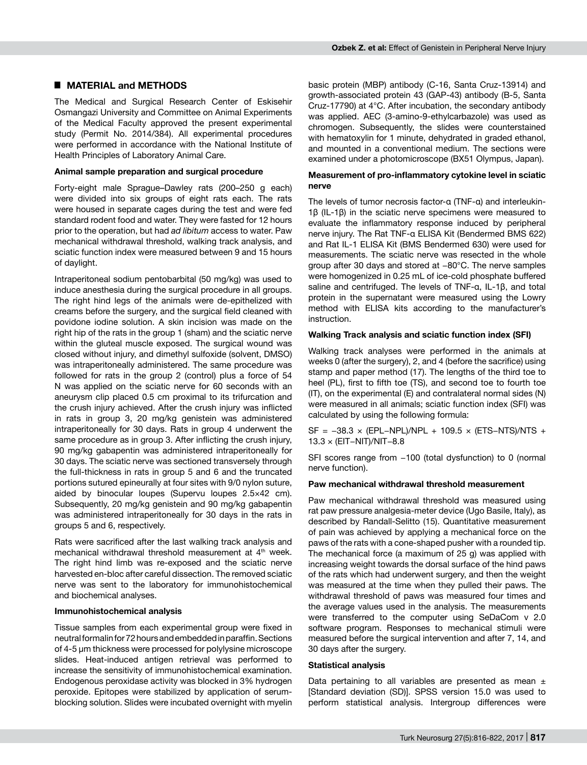## MATERIAL and METHODS

The Medical and Surgical Research Center of Eskisehir Osmangazi University and Committee on Animal Experiments of the Medical Faculty approved the present experimental study (Permit No. 2014/384). All experimental procedures were performed in accordance with the National Institute of Health Principles of Laboratory Animal Care.

**Animal sample preparation and surgical procedure**

Forty-eight male Sprague–Dawley rats (200–250 g each) were divided into six groups of eight rats each. The rats were housed in separate cages during the test and were fed standard rodent food and water. They were fasted for 12 hours prior to the operation, but had *ad libitum* access to water. Paw mechanical withdrawal threshold, walking track analysis, and sciatic function index were measured between 9 and 15 hours of daylight.

Intraperitoneal sodium pentobarbital (50 mg/kg) was used to induce anesthesia during the surgical procedure in all groups. The right hind legs of the animals were de-epithelized with creams before the surgery, and the surgical field cleaned with povidone iodine solution. A skin incision was made on the right hip of the rats in the group 1 (sham) and the sciatic nerve within the gluteal muscle exposed. The surgical wound was closed without injury, and dimethyl sulfoxide (solvent, DMSO) was intraperitoneally administered. The same procedure was followed for rats in the group 2 (control) plus a force of 54 N was applied on the sciatic nerve for 60 seconds with an aneurysm clip placed 0.5 cm proximal to its trifurcation and the crush injury achieved. After the crush injury was inflicted in rats in group 3, 20 mg/kg genistein was administered intraperitoneally for 30 days. Rats in group 4 underwent the same procedure as in group 3. After inflicting the crush injury, 90 mg/kg gabapentin was administered intraperitoneally for 30 days. The sciatic nerve was sectioned transversely through the full-thickness in rats in group 5 and 6 and the truncated portions sutured epineurally at four sites with 9/0 nylon suture, aided by binocular loupes (Supervu loupes 2.5×42 cm). Subsequently, 20 mg/kg genistein and 90 mg/kg gabapentin was administered intraperitoneally for 30 days in the rats in groups 5 and 6, respectively.

Rats were sacrificed after the last walking track analysis and mechanical withdrawal threshold measurement at 4th week. The right hind limb was re-exposed and the sciatic nerve harvested en-bloc after careful dissection. The removed sciatic nerve was sent to the laboratory for immunohistochemical and biochemical analyses.

**Immunohistochemical analysis**

Tissue samples from each experimental group were fixed in neutral formalin for 72 hours and embedded in paraffin. Sections of 4-5 µm thickness were processed for polylysine microscope slides. Heat-induced antigen retrieval was performed to increase the sensitivity of immunohistochemical examination. Endogenous peroxidase activity was blocked in 3% hydrogen peroxide. Epitopes were stabilized by application of serum-blocking solution. Slides were incubated overnight with myelin basic protein (MBP) antibody (C-16, Santa Cruz-13914) and growth-associated protein 43 (GAP-43) antibody (B-5, Santa Cruz-17790) at 4°C. After incubation, the secondary antibody was applied. AEC (3-amino-9-ethylcarbazole) was used as chromogen. Subsequently, the slides were counterstained with hematoxylin for 1 minute, dehydrated in graded ethanol, and mounted in a conventional medium. The sections were examined under a photomicroscope (BX51 Olympus, Japan).

**Measurement of pro-inflammatory cytokine level in sciatic nerve**

The levels of tumor necrosis factor-α (TNF-α) and interleukin-1β (IL-1β) in the sciatic nerve specimens were measured to evaluate the inflammatory response induced by peripheral nerve injury. The Rat TNF-α ELISA Kit (Bendermed BMS 622) and Rat IL-1 ELISA Kit (BMS Bendermed 630) were used for measurements. The sciatic nerve was resected in the whole group after 30 days and stored at −80°C. The nerve samples were homogenized in 0.25 mL of ice-cold phosphate buffered saline and centrifuged. The levels of TNF-α, IL-1β, and total protein in the supernatant were measured using the Lowry method with ELISA kits according to the manufacturer's instruction.

**Walking Track analysis and sciatic function index (SFI)**

Walking track analyses were performed in the animals at weeks 0 (after the surgery), 2, and 4 (before the sacrifice) using stamp and paper method (17). The lengths of the third toe to heel (PL), first to fifth toe (TS), and second toe to fourth toe (IT), on the experimental (E) and contralateral normal sides (N) were measured in all animals; sciatic function index (SFI) was calculated by using the following formula:

$$SF = -38.3 \times (EPL - NPL)/NPL + 109.5 \times (ETS - NTS)/NTS + 13.3 \times (EIT - NIT)/NIT - 8.8$$

SFI scores range from −100 (total dysfunction) to 0 (normal nerve function).

**Paw mechanical withdrawal threshold measurement**

Paw mechanical withdrawal threshold was measured using rat paw pressure analgesia-meter device (Ugo Basile, Italy), as described by Randall-Selitto (15). Quantitative measurement of pain was achieved by applying a mechanical force on the paws of the rats with a cone-shaped pusher with a rounded tip. The mechanical force (a maximum of 25 g) was applied with increasing weight towards the dorsal surface of the hind paws of the rats which had underwent surgery, and then the weight was measured at the time when they pulled their paws. The withdrawal threshold of paws was measured four times and the average values used in the analysis. The measurements were transferred to the computer using SeDaCom v 2.0 software program. Responses to mechanical stimuli were measured before the surgical intervention and after 7, 14, and 30 days after the surgery.

**Statistical analysis**

Data pertaining to all variables are presented as mean ± [Standard deviation (SD)]. SPSS version 15.0 was used to perform statistical analysis. Intergroup differences were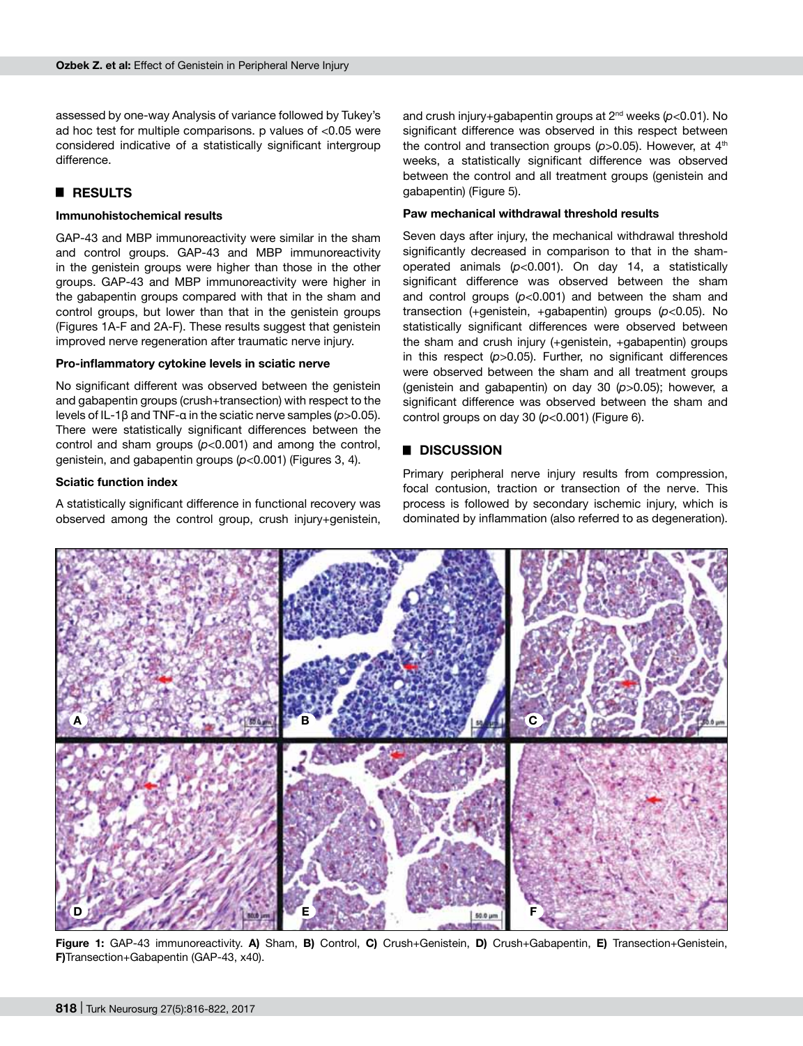assessed by one-way Analysis of variance followed by Tukey's ad hoc test for multiple comparisons. p values of <0.05 were considered indicative of a statistically significant intergroup difference.

## RESULTS

### Immunohistochemical results

GAP-43 and MBP immunoreactivity were similar in the sham and control groups. GAP-43 and MBP immunoreactivity in the genistein groups were higher than those in the other groups. GAP-43 and MBP immunoreactivity were higher in the gabapentin groups compared with that in the sham and control groups, but lower than that in the genistein groups (Figures 1A-F and 2A-F). These results suggest that genistein improved nerve regeneration after traumatic nerve injury.

### Pro-inflammatory cytokine levels in sciatic nerve

No significant different was observed between the genistein and gabapentin groups (crush+transection) with respect to the levels of IL-1β and TNF-α in the sciatic nerve samples ($p>0.05$). There were statistically significant differences between the control and sham groups ($p<0.001$) and among the control, genistein, and gabapentin groups ($p<0.001$) (Figures 3, 4).

### Sciatic function index

A statistically significant difference in functional recovery was observed among the control group, crush injury+genistein, and crush injury+gabapentin groups at 2[nd] weeks ($p<0.01$). No significant difference was observed in this respect between the control and transection groups ($p>0.05$). However, at 4[th] weeks, a statistically significant difference was observed between the control and all treatment groups (genistein and gabapentin) (Figure 5).

### Paw mechanical withdrawal threshold results

Seven days after injury, the mechanical withdrawal threshold significantly decreased in comparison to that in the sham-operated animals ($p<0.001$). On day 14, a statistically significant difference was observed between the sham and control groups ($p<0.001$) and between the sham and transection (+genistein, +gabapentin) groups ($p<0.05$). No statistically significant differences were observed between the sham and crush injury (+genistein, +gabapentin) groups in this respect ($p>0.05$). Further, no significant differences were observed between the sham and all treatment groups (genistein and gabapentin) on day 30 ($p>0.05$); however, a significant difference was observed between the sham and control groups on day 30 ($p<0.001$) (Figure 6).

## DISCUSSION

Primary peripheral nerve injury results from compression, focal contusion, traction or transection of the nerve. This process is followed by secondary ischemic injury, which is dominated by inflammation (also referred to as degeneration).

**Figure 1:** GAP-43 immunoreactivity. **A)** Sham, **B)** Control, **C)** Crush+Genistein, **D)** Crush+Gabapentin, **E)** Transection+Genistein, **F)**Transection+Gabapentin (GAP-43, x40).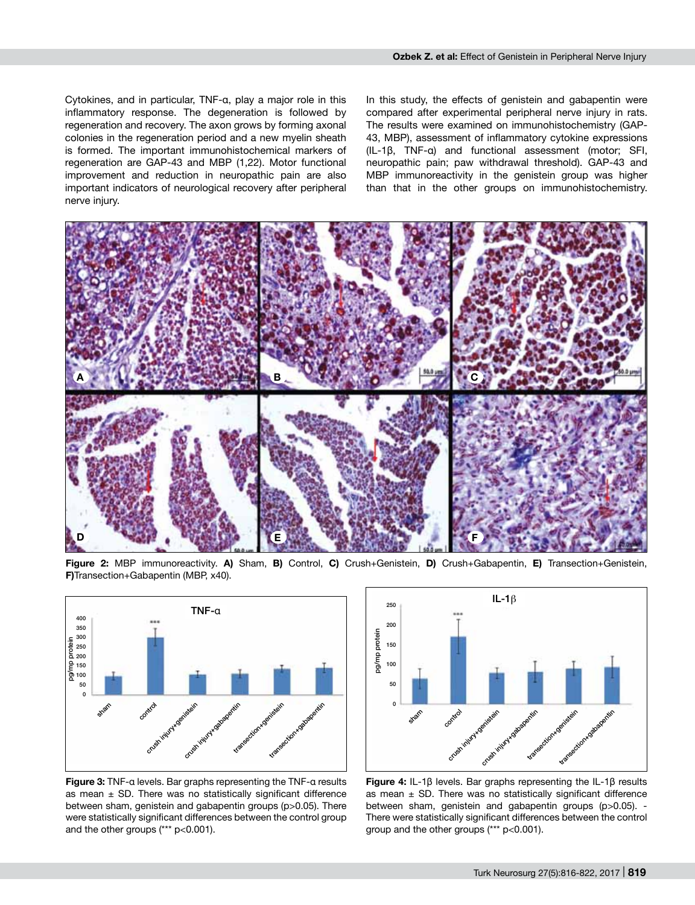Cytokines, and in particular, TNF-α, play a major role in this inflammatory response. The degeneration is followed by regeneration and recovery. The axon grows by forming axonal colonies in the regeneration period and a new myelin sheath is formed. The important immunohistochemical markers of regeneration are GAP-43 and MBP (1,22). Motor functional improvement and reduction in neuropathic pain are also important indicators of neurological recovery after peripheral nerve injury.

In this study, the effects of genistein and gabapentin were compared after experimental peripheral nerve injury in rats. The results were examined on immunohistochemistry (GAP-43, MBP), assessment of inflammatory cytokine expressions (IL-1β, TNF-α) and functional assessment (motor; SFI, neuropathic pain; paw withdrawal threshold). GAP-43 and MBP immunoreactivity in the genistein group was higher than that in the other groups on immunohistochemistry.

**Figure 2:** MBP immunoreactivity. **A)** Sham, **B)** Control, **C)** Crush+Genistein, **D)** Crush+Gabapentin, **E)** Transection+Genistein, **F)**Transection+Gabapentin (MBP, x40).

**Figure 3:** TNF-α levels. Bar graphs representing the TNF-α results as mean ± SD. There was no statistically significant difference between sham, genistein and gabapentin groups (p>0.05). There were statistically significant differences between the control group and the other groups (*** p<0.001).

**Figure 4:** IL-1β levels. Bar graphs representing the IL-1β results as mean ± SD. There was no statistically significant difference between sham, genistein and gabapentin groups (p>0.05). - There were statistically significant differences between the control group and the other groups (*** p<0.001).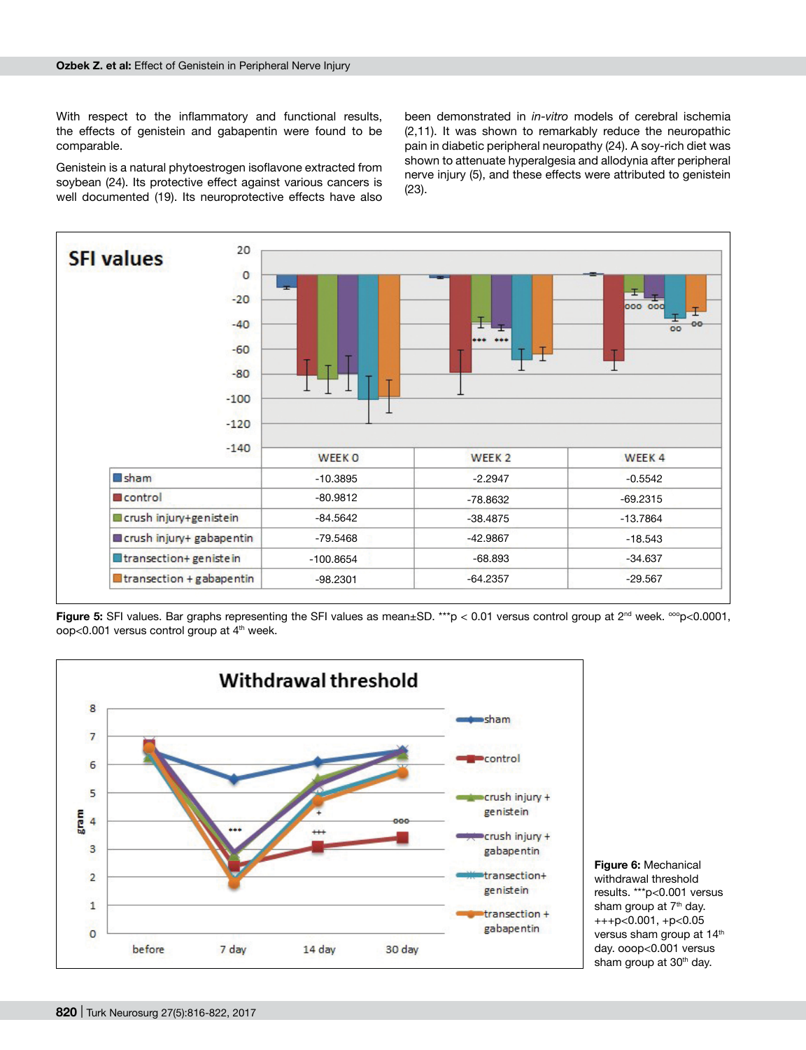With respect to the inflammatory and functional results, the effects of genistein and gabapentin were found to be comparable.

Genistein is a natural phytoestrogen isoflavone extracted from soybean (24). Its protective effect against various cancers is well documented (19). Its neuroprotective effects have also been demonstrated in *in-vitro* models of cerebral ischemia (2,11). It was shown to remarkably reduce the neuropathic pain in diabetic peripheral neuropathy (24). A soy-rich diet was shown to attenuate hyperalgesia and allodynia after peripheral nerve injury (5), and these effects were attributed to genistein (23).

| SFI values | WEEK 0 | WEEK 2 | WEEK 4 |
|---|---|---|---|
| sham | -10.3895 | -2.2947 | -0.5542 |
| control | -80.9812 | -78.8632 | -69.2315 |
| crush injury+genistein | -84.5642 | -38.4875 | -13.7864 |
| crush injury+ gabapentin | -79.5468 | -42.9867 | -18.543 |
| transection+ genistein | -100.8654 | -68.893 | -34.637 |
| transection + gabapentin | -98.2301 | -64.2357 | -29.567 |

**Figure 5:** SFI values. Bar graphs representing the SFI values as mean±SD. ***p < 0.01 versus control group at 2[nd] week. °°°p<0.0001, oop<0.001 versus control group at 4[th] week.

**Figure 6:** Mechanical withdrawal threshold results. ***p<0.001 versus sham group at 7[th] day. +++p<0.001, +p<0.05 versus sham group at 14[th] day. ooop<0.001 versus sham group at 30[th] day.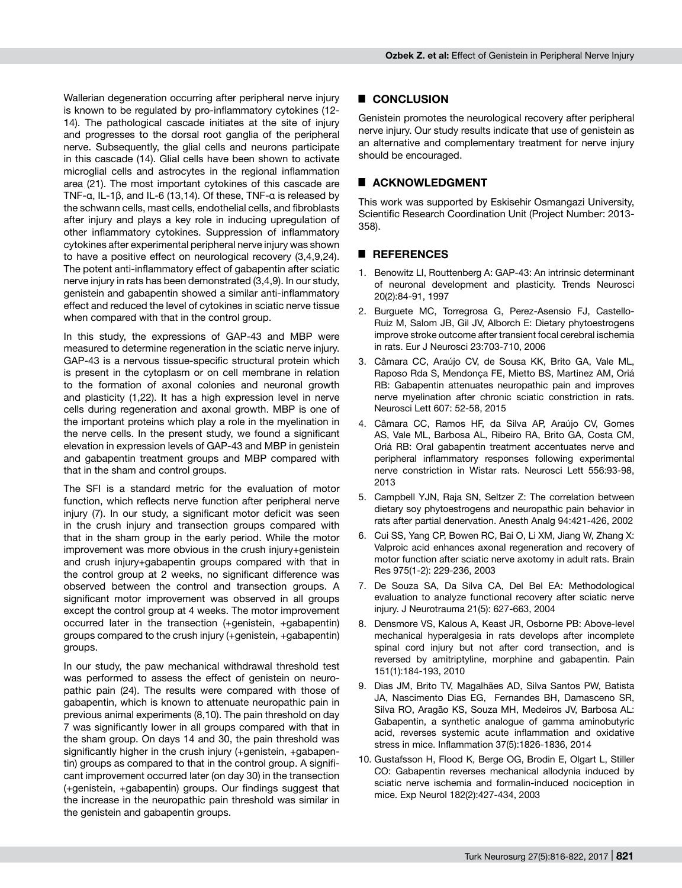Wallerian degeneration occurring after peripheral nerve injury is known to be regulated by pro-inflammatory cytokines (12-14). The pathological cascade initiates at the site of injury and progresses to the dorsal root ganglia of the peripheral nerve. Subsequently, the glial cells and neurons participate in this cascade (14). Glial cells have been shown to activate microglial cells and astrocytes in the regional inflammation area (21). The most important cytokines of this cascade are TNF-α, IL-1β, and IL-6 (13,14). Of these, TNF-α is released by the schwann cells, mast cells, endothelial cells, and fibroblasts after injury and plays a key role in inducing upregulation of other inflammatory cytokines. Suppression of inflammatory cytokines after experimental peripheral nerve injury was shown to have a positive effect on neurological recovery (3,4,9,24). The potent anti-inflammatory effect of gabapentin after sciatic nerve injury in rats has been demonstrated (3,4,9). In our study, genistein and gabapentin showed a similar anti-inflammatory effect and reduced the level of cytokines in sciatic nerve tissue when compared with that in the control group.

In this study, the expressions of GAP-43 and MBP were measured to determine regeneration in the sciatic nerve injury. GAP-43 is a nervous tissue-specific structural protein which is present in the cytoplasm or on cell membrane in relation to the formation of axonal colonies and neuronal growth and plasticity (1,22). It has a high expression level in nerve cells during regeneration and axonal growth. MBP is one of the important proteins which play a role in the myelination in the nerve cells. In the present study, we found a significant elevation in expression levels of GAP-43 and MBP in genistein and gabapentin treatment groups and MBP compared with that in the sham and control groups.

The SFI is a standard metric for the evaluation of motor function, which reflects nerve function after peripheral nerve injury (7). In our study, a significant motor deficit was seen in the crush injury and transection groups compared with that in the sham group in the early period. While the motor improvement was more obvious in the crush injury+genistein and crush injury+gabapentin groups compared with that in the control group at 2 weeks, no significant difference was observed between the control and transection groups. A significant motor improvement was observed in all groups except the control group at 4 weeks. The motor improvement occurred later in the transection (+genistein, +gabapentin) groups compared to the crush injury (+genistein, +gabapentin) groups.

In our study, the paw mechanical withdrawal threshold test was performed to assess the effect of genistein on neuropathic pain (24). The results were compared with those of gabapentin, which is known to attenuate neuropathic pain in previous animal experiments (8,10). The pain threshold on day 7 was significantly lower in all groups compared with that in the sham group. On days 14 and 30, the pain threshold was significantly higher in the crush injury (+genistein, +gabapentin) groups as compared to that in the control group. A significant improvement occurred later (on day 30) in the transection (+genistein, +gabapentin) groups. Our findings suggest that the increase in the neuropathic pain threshold was similar in the genistein and gabapentin groups.

## CONCLUSION

Genistein promotes the neurological recovery after peripheral nerve injury. Our study results indicate that use of genistein as an alternative and complementary treatment for nerve injury should be encouraged.

## ACKNOWLEDGMENT

This work was supported by Eskisehir Osmangazi University, Scientific Research Coordination Unit (Project Number: 2013-358).

## REFERENCES

1. Benowitz LI, Routtenberg A: GAP-43: An intrinsic determinant of neuronal development and plasticity. Trends Neurosci 20(2):84-91, 1997
2. Burguete MC, Torregrosa G, Perez-Asensio FJ, Castello-Ruiz M, Salom JB, Gil JV, Alborch E: Dietary phytoestrogens improve stroke outcome after transient focal cerebral ischemia in rats. Eur J Neurosci 23:703-710, 2006
3. Câmara CC, Araújo CV, de Sousa KK, Brito GA, Vale ML, Raposo Rda S, Mendonça FE, Mietto BS, Martinez AM, Oriá RB: Gabapentin attenuates neuropathic pain and improves nerve myelination after chronic sciatic constriction in rats. Neurosci Lett 607: 52-58, 2015
4. Câmara CC, Ramos HF, da Silva AP, Araújo CV, Gomes AS, Vale ML, Barbosa AL, Ribeiro RA, Brito GA, Costa CM, Oriá RB: Oral gabapentin treatment accentuates nerve and peripheral inflammatory responses following experimental nerve constriction in Wistar rats. Neurosci Lett 556:93-98, 2013
5. Campbell YJN, Raja SN, Seltzer Z: The correlation between dietary soy phytoestrogens and neuropathic pain behavior in rats after partial denervation. Anesth Analg 94:421-426, 2002
6. Cui SS, Yang CP, Bowen RC, Bai O, Li XM, Jiang W, Zhang X: Valproic acid enhances axonal regeneration and recovery of motor function after sciatic nerve axotomy in adult rats. Brain Res 975(1-2): 229-236, 2003
7. De Souza SA, Da Silva CA, Del Bel EA: Methodological evaluation to analyze functional recovery after sciatic nerve injury. J Neurotrauma 21(5): 627-663, 2004
8. Densmore VS, Kalous A, Keast JR, Osborne PB: Above-level mechanical hyperalgesia in rats develops after incomplete spinal cord injury but not after cord transection, and is reversed by amitriptyline, morphine and gabapentin. Pain 151(1):184-193, 2010
9. Dias JM, Brito TV, Magalhães AD, Silva Santos PW, Batista JA, Nascimento Dias EG, Fernandes BH, Damasceno SR, Silva RO, Aragão KS, Souza MH, Medeiros JV, Barbosa AL: Gabapentin, a synthetic analogue of gamma aminobutyric acid, reverses systemic acute inflammation and oxidative stress in mice. Inflammation 37(5):1826-1836, 2014
10. Gustafsson H, Flood K, Berge OG, Brodin E, Olgart L, Stiller CO: Gabapentin reverses mechanical allodynia induced by sciatic nerve ischemia and formalin-induced nociception in mice. Exp Neurol 182(2):427-434, 2003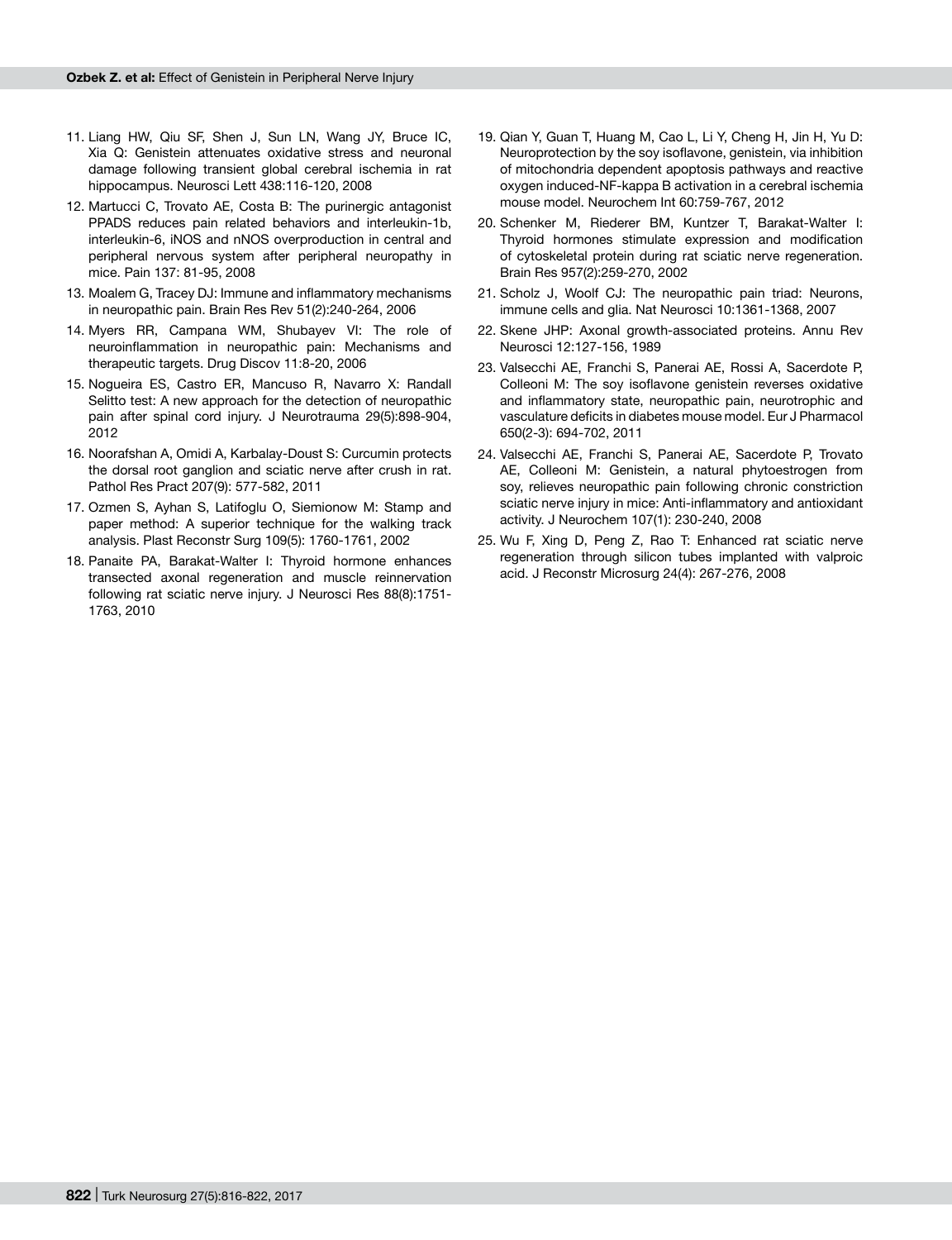11. Liang HW, Qiu SF, Shen J, Sun LN, Wang JY, Bruce IC, Xia Q: Genistein attenuates oxidative stress and neuronal damage following transient global cerebral ischemia in rat hippocampus. Neurosci Lett 438:116-120, 2008
12. Martucci C, Trovato AE, Costa B: The purinergic antagonist PPADS reduces pain related behaviors and interleukin-1b, interleukin-6, iNOS and nNOS overproduction in central and peripheral nervous system after peripheral neuropathy in mice. Pain 137: 81-95, 2008
13. Moalem G, Tracey DJ: Immune and inflammatory mechanisms in neuropathic pain. Brain Res Rev 51(2):240-264, 2006
14. Myers RR, Campana WM, Shubayev VI: The role of neuroinflammation in neuropathic pain: Mechanisms and therapeutic targets. Drug Discov 11:8-20, 2006
15. Nogueira ES, Castro ER, Mancuso R, Navarro X: Randall Selitto test: A new approach for the detection of neuropathic pain after spinal cord injury. J Neurotrauma 29(5):898-904, 2012
16. Noorafshan A, Omidi A, Karbalay-Doust S: Curcumin protects the dorsal root ganglion and sciatic nerve after crush in rat. Pathol Res Pract 207(9): 577-582, 2011
17. Ozmen S, Ayhan S, Latifoglu O, Siemionow M: Stamp and paper method: A superior technique for the walking track analysis. Plast Reconstr Surg 109(5): 1760-1761, 2002
18. Panaite PA, Barakat-Walter I: Thyroid hormone enhances transected axonal regeneration and muscle reinnervation following rat sciatic nerve injury. J Neurosci Res 88(8):1751-1763, 2010
19. Qian Y, Guan T, Huang M, Cao L, Li Y, Cheng H, Jin H, Yu D: Neuroprotection by the soy isoflavone, genistein, via inhibition of mitochondria dependent apoptosis pathways and reactive oxygen induced-NF-kappa B activation in a cerebral ischemia mouse model. Neurochem Int 60:759-767, 2012
20. Schenker M, Riederer BM, Kuntzer T, Barakat-Walter I: Thyroid hormones stimulate expression and modification of cytoskeletal protein during rat sciatic nerve regeneration. Brain Res 957(2):259-270, 2002
21. Scholz J, Woolf CJ: The neuropathic pain triad: Neurons, immune cells and glia. Nat Neurosci 10:1361-1368, 2007
22. Skene JHP: Axonal growth-associated proteins. Annu Rev Neurosci 12:127-156, 1989
23. Valsecchi AE, Franchi S, Panerai AE, Rossi A, Sacerdote P, Colleoni M: The soy isoflavone genistein reverses oxidative and inflammatory state, neuropathic pain, neurotrophic and vasculature deficits in diabetes mouse model. Eur J Pharmacol 650(2-3): 694-702, 2011
24. Valsecchi AE, Franchi S, Panerai AE, Sacerdote P, Trovato AE, Colleoni M: Genistein, a natural phytoestrogen from soy, relieves neuropathic pain following chronic constriction sciatic nerve injury in mice: Anti-inflammatory and antioxidant activity. J Neurochem 107(1): 230-240, 2008
25. Wu F, Xing D, Peng Z, Rao T: Enhanced rat sciatic nerve regeneration through silicon tubes implanted with valproic acid. J Reconstr Microsurg 24(4): 267-276, 2008